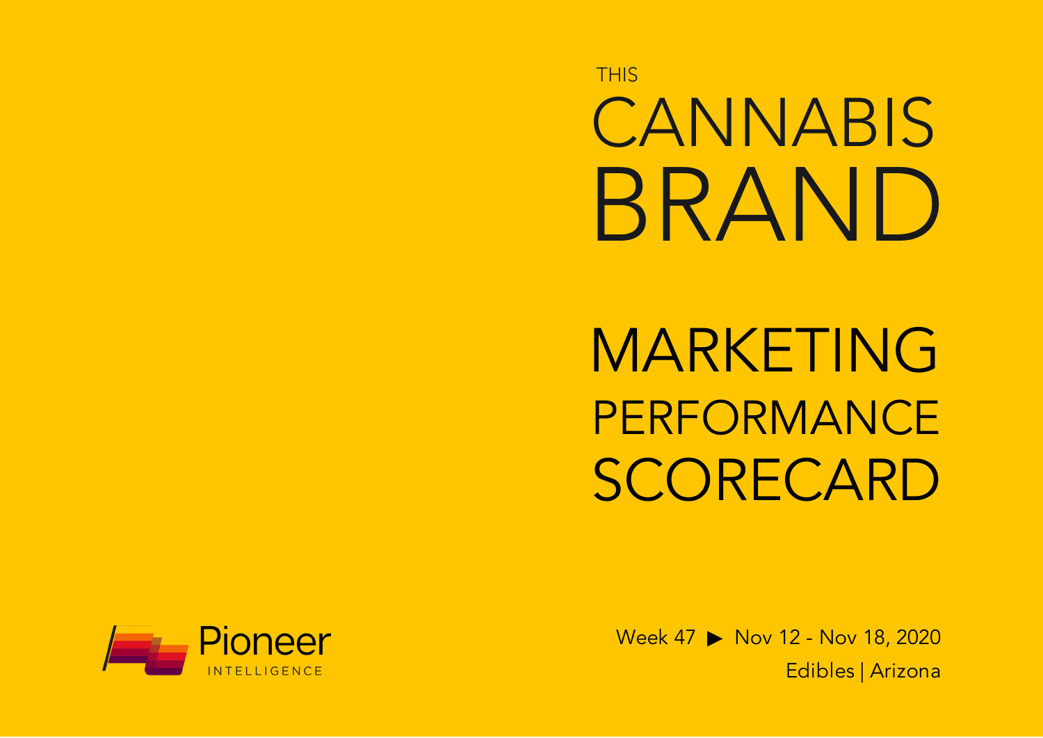# THIS CANNABIS BRAND

# MARKETING PERFORMANCE SCORECARD

Pioneer INTELLIGENCE

Week 47 ▶ Nov 12 - Nov 18, 2020

Edibles | Arizona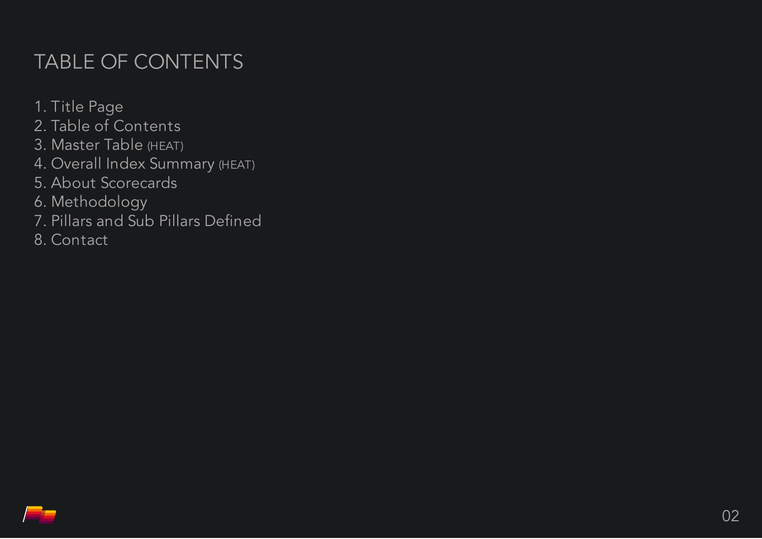# TABLE OF CONTENTS

1. Title Page
2. Table of Contents
3. Master Table (HEAT)
4. Overall Index Summary (HEAT)
5. About Scorecards
6. Methodology
7. Pillars and Sub Pillars Defined
8. Contact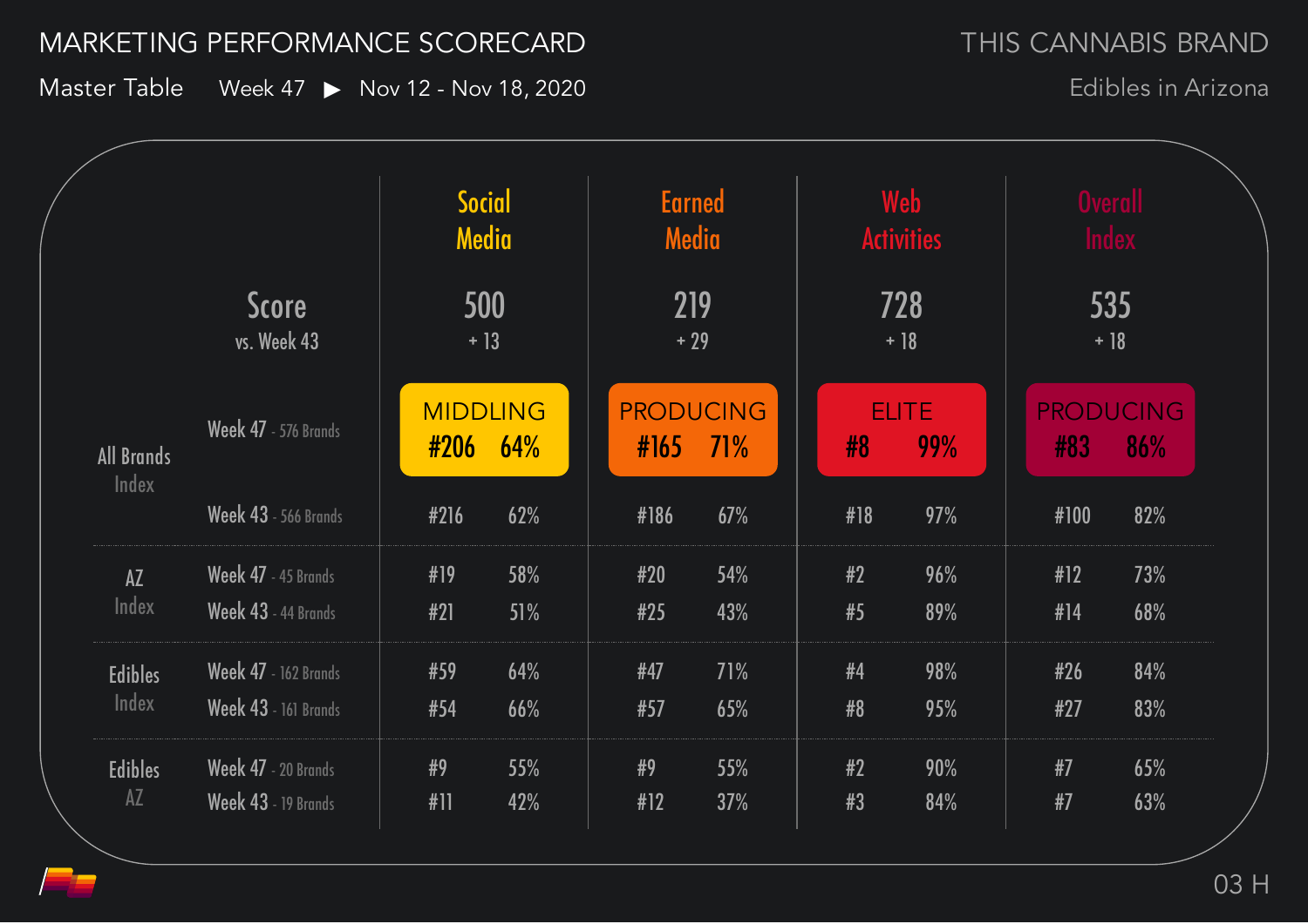# MARKETING PERFORMANCE SCORECARD

THIS CANNABIS BRAND

Master Table Week 47 ▶ Nov 12 - Nov 18, 2020

Edibles in Arizona

| | | Social Media | | Earned Media | | Web Activities | | Overall Index | |
|---|---|---|---|---|---|---|---|---|---|
| Score vs. Week 43 | | 500 + 13 | | 219 + 29 | | 728 + 18 | | 535 + 18 | |
| All Brands Index | Week 47 - 576 Brands | MIDDLING #206 | 64% | PRODUCING #165 | 71% | ELITE #8 | 99% | PRODUCING #83 | 86% |
| | Week 43 - 566 Brands | #216 | 62% | #186 | 67% | #18 | 97% | #100 | 82% |
| AZ Index | Week 47 - 45 Brands | #19 | 58% | #20 | 54% | #2 | 96% | #12 | 73% |
| | Week 43 - 44 Brands | #21 | 51% | #25 | 43% | #5 | 89% | #14 | 68% |
| Edibles Index | Week 47 - 162 Brands | #59 | 64% | #47 | 71% | #4 | 98% | #26 | 84% |
| | Week 43 - 161 Brands | #54 | 66% | #57 | 65% | #8 | 95% | #27 | 83% |
| Edibles AZ | Week 47 - 20 Brands | #9 | 55% | #9 | 55% | #2 | 90% | #7 | 65% |
| | Week 43 - 19 Brands | #11 | 42% | #12 | 37% | #3 | 84% | #7 | 63% |

03 H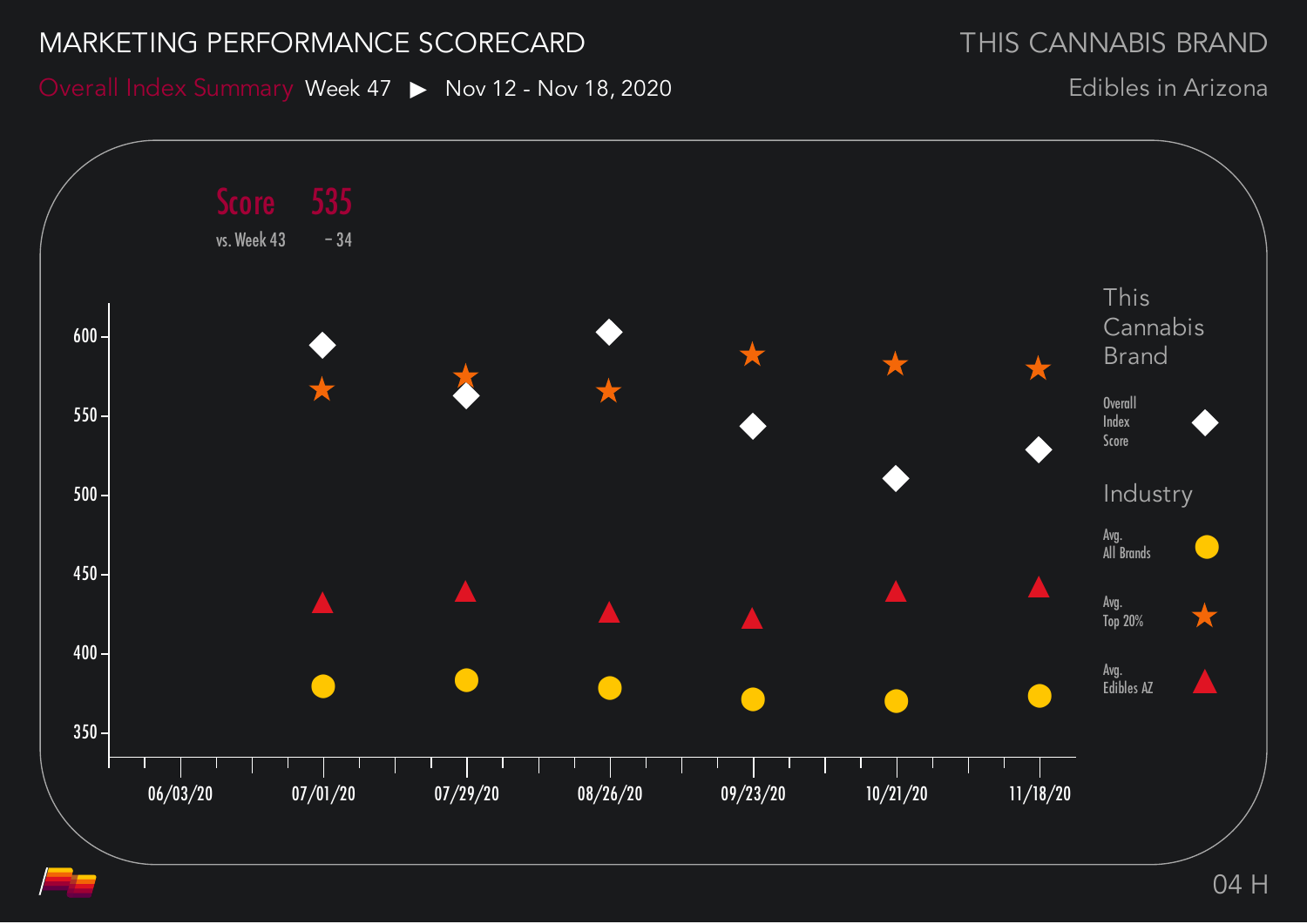# MARKETING PERFORMANCE SCORECARD

THIS CANNABIS BRAND

Overall Index Summary Week 47 ▶ Nov 12 - Nov 18, 2020

Edibles in Arizona

**Score** 535

vs. Week 43 – 34

This Cannabis Brand

- Overall Index Score ◆

Industry

- Avg. All Brands ●
- Avg. Top 20% ★
- Avg. Edibles AZ ▲

Y-axis: 350, 400, 450, 500, 550, 600

X-axis: 06/03/20, 07/01/20, 07/29/20, 08/26/20, 09/23/20, 10/21/20, 11/18/20

04 H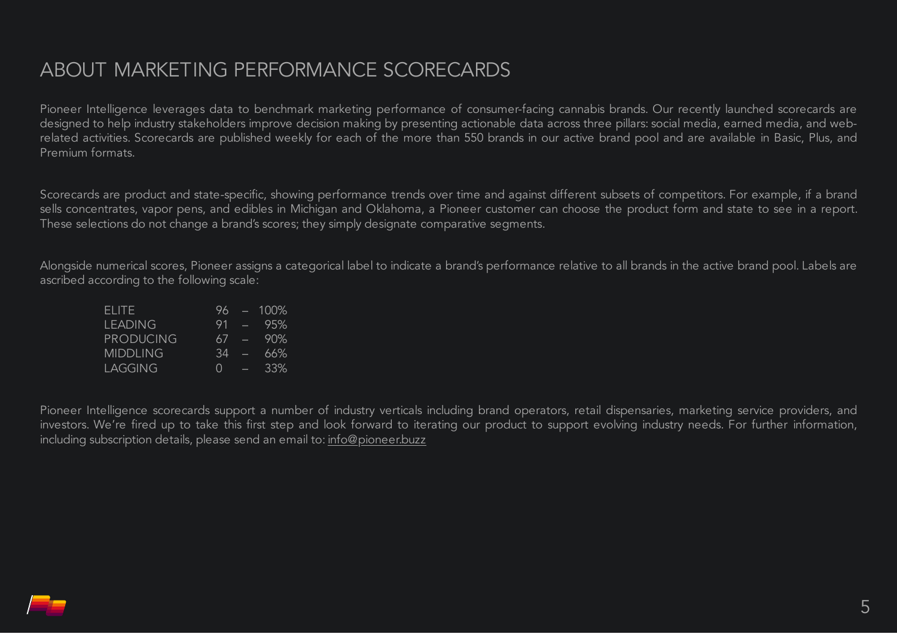# ABOUT MARKETING PERFORMANCE SCORECARDS

Pioneer Intelligence leverages data to benchmark marketing performance of consumer-facing cannabis brands. Our recently launched scorecards are designed to help industry stakeholders improve decision making by presenting actionable data across three pillars: social media, earned media, and web-related activities. Scorecards are published weekly for each of the more than 550 brands in our active brand pool and are available in Basic, Plus, and Premium formats.

Scorecards are product and state-specific, showing performance trends over time and against different subsets of competitors. For example, if a brand sells concentrates, vapor pens, and edibles in Michigan and Oklahoma, a Pioneer customer can choose the product form and state to see in a report. These selections do not change a brand's scores; they simply designate comparative segments.

Alongside numerical scores, Pioneer assigns a categorical label to indicate a brand's performance relative to all brands in the active brand pool. Labels are ascribed according to the following scale:

| Label | Range |
| --- | --- |
| ELITE | 96 – 100% |
| LEADING | 91 – 95% |
| PRODUCING | 67 – 90% |
| MIDDLING | 34 – 66% |
| LAGGING | 0 – 33% |

Pioneer Intelligence scorecards support a number of industry verticals including brand operators, retail dispensaries, marketing service providers, and investors. We're fired up to take this first step and look forward to iterating our product to support evolving industry needs. For further information, including subscription details, please send an email to: info@pioneer.buzz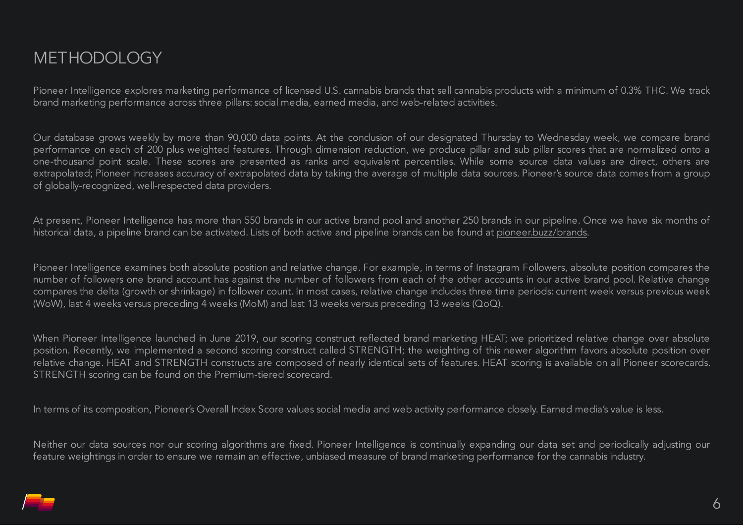# METHODOLOGY

Pioneer Intelligence explores marketing performance of licensed U.S. cannabis brands that sell cannabis products with a minimum of 0.3% THC. We track brand marketing performance across three pillars: social media, earned media, and web-related activities.

Our database grows weekly by more than 90,000 data points. At the conclusion of our designated Thursday to Wednesday week, we compare brand performance on each of 200 plus weighted features. Through dimension reduction, we produce pillar and sub pillar scores that are normalized onto a one-thousand point scale. These scores are presented as ranks and equivalent percentiles. While some source data values are direct, others are extrapolated; Pioneer increases accuracy of extrapolated data by taking the average of multiple data sources. Pioneer's source data comes from a group of globally-recognized, well-respected data providers.

At present, Pioneer Intelligence has more than 550 brands in our active brand pool and another 250 brands in our pipeline. Once we have six months of historical data, a pipeline brand can be activated. Lists of both active and pipeline brands can be found at pioneer.buzz/brands.

Pioneer Intelligence examines both absolute position and relative change. For example, in terms of Instagram Followers, absolute position compares the number of followers one brand account has against the number of followers from each of the other accounts in our active brand pool. Relative change compares the delta (growth or shrinkage) in follower count. In most cases, relative change includes three time periods: current week versus previous week (WoW), last 4 weeks versus preceding 4 weeks (MoM) and last 13 weeks versus preceding 13 weeks (QoQ).

When Pioneer Intelligence launched in June 2019, our scoring construct reflected brand marketing HEAT; we prioritized relative change over absolute position. Recently, we implemented a second scoring construct called STRENGTH; the weighting of this newer algorithm favors absolute position over relative change. HEAT and STRENGTH constructs are composed of nearly identical sets of features. HEAT scoring is available on all Pioneer scorecards. STRENGTH scoring can be found on the Premium-tiered scorecard.

In terms of its composition, Pioneer's Overall Index Score values social media and web activity performance closely. Earned media's value is less.

Neither our data sources nor our scoring algorithms are fixed. Pioneer Intelligence is continually expanding our data set and periodically adjusting our feature weightings in order to ensure we remain an effective, unbiased measure of brand marketing performance for the cannabis industry.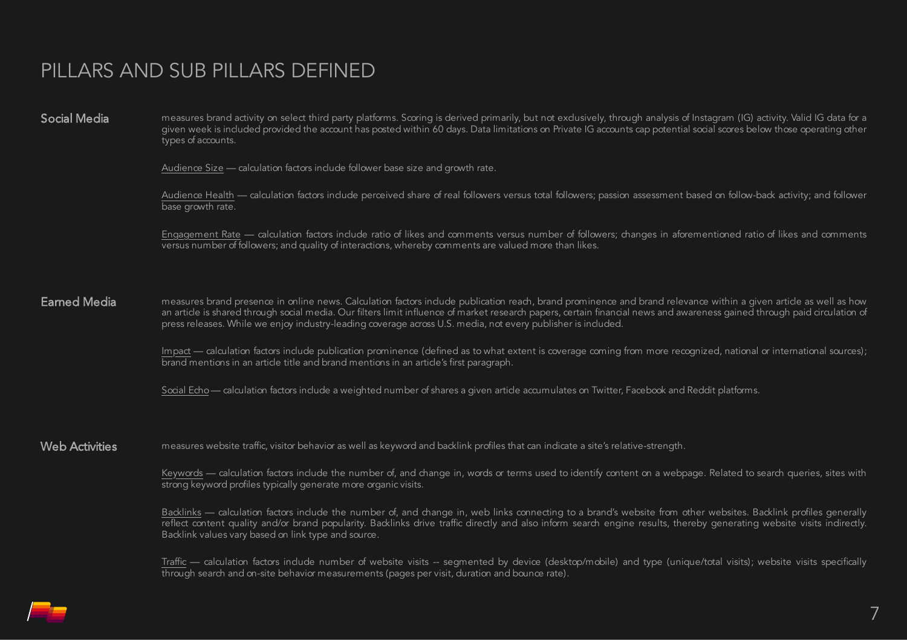# PILLARS AND SUB PILLARS DEFINED

## Social Media

measures brand activity on select third party platforms. Scoring is derived primarily, but not exclusively, through analysis of Instagram (IG) activity. Valid IG data for a given week is included provided the account has posted within 60 days. Data limitations on Private IG accounts cap potential social scores below those operating other types of accounts.

Audience Size — calculation factors include follower base size and growth rate.

Audience Health — calculation factors include perceived share of real followers versus total followers; passion assessment based on follow-back activity; and follower base growth rate.

Engagement Rate — calculation factors include ratio of likes and comments versus number of followers; changes in aforementioned ratio of likes and comments versus number of followers; and quality of interactions, whereby comments are valued more than likes.

## Earned Media

measures brand presence in online news. Calculation factors include publication reach, brand prominence and brand relevance within a given article as well as how an article is shared through social media. Our filters limit influence of market research papers, certain financial news and awareness gained through paid circulation of press releases. While we enjoy industry-leading coverage across U.S. media, not every publisher is included.

Impact — calculation factors include publication prominence (defined as to what extent is coverage coming from more recognized, national or international sources); brand mentions in an article title and brand mentions in an article's first paragraph.

Social Echo — calculation factors include a weighted number of shares a given article accumulates on Twitter, Facebook and Reddit platforms.

## Web Activities

measures website traffic, visitor behavior as well as keyword and backlink profiles that can indicate a site's relative-strength.

Keywords — calculation factors include the number of, and change in, words or terms used to identify content on a webpage. Related to search queries, sites with strong keyword profiles typically generate more organic visits.

Backlinks — calculation factors include the number of, and change in, web links connecting to a brand's website from other websites. Backlink profiles generally reflect content quality and/or brand popularity. Backlinks drive traffic directly and also inform search engine results, thereby generating website visits indirectly. Backlink values vary based on link type and source.

Traffic — calculation factors include number of website visits -- segmented by device (desktop/mobile) and type (unique/total visits); website visits specifically through search and on-site behavior measurements (pages per visit, duration and bounce rate).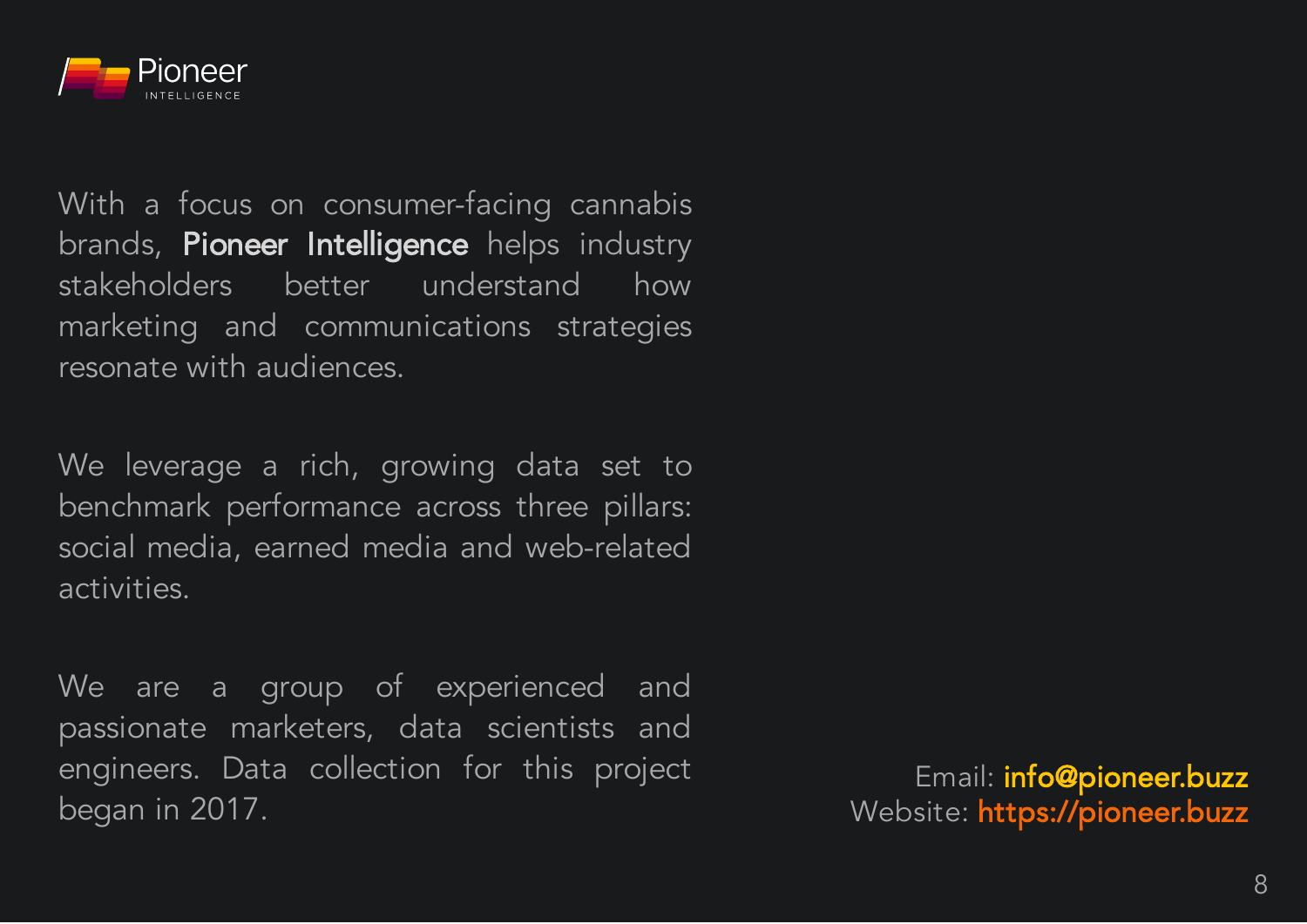Pioneer
INTELLIGENCE

With a focus on consumer-facing cannabis brands, **Pioneer Intelligence** helps industry stakeholders better understand how marketing and communications strategies resonate with audiences.

We leverage a rich, growing data set to benchmark performance across three pillars: social media, earned media and web-related activities.

We are a group of experienced and passionate marketers, data scientists and engineers. Data collection for this project began in 2017.

Email: info@pioneer.buzz
Website: https://pioneer.buzz